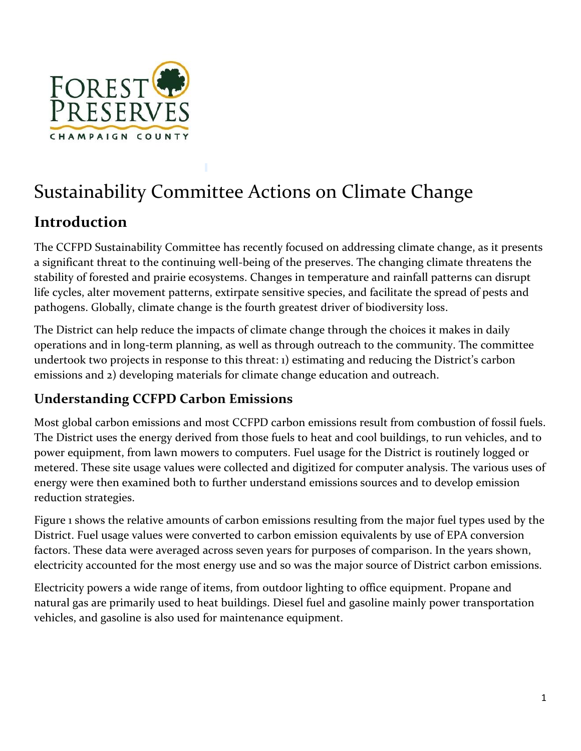# Sustainability Committee Actions on Climate Change

## Introduction

The CCFPD Sustainability Committee has recently focused on addressing climate change, as it presents a significant threat to the continuing well-being of the preserves. The changing climate threatens the stability of forested and prairie ecosystems. Changes in temperature and rainfall patterns can disrupt life cycles, alter movement patterns, extirpate sensitive species, and facilitate the spread of pests and pathogens. Globally, climate change is the fourth greatest driver of biodiversity loss.

The District can help reduce the impacts of climate change through the choices it makes in daily operations and in long-term planning, as well as through outreach to the community. The committee undertook two projects in response to this threat: 1) estimating and reducing the District's carbon emissions and 2) developing materials for climate change education and outreach.

### Understanding CCFPD Carbon Emissions

Most global carbon emissions and most CCFPD carbon emissions result from combustion of fossil fuels. The District uses the energy derived from those fuels to heat and cool buildings, to run vehicles, and to power equipment, from lawn mowers to computers. Fuel usage for the District is routinely logged or metered. These site usage values were collected and digitized for computer analysis. The various uses of energy were then examined both to further understand emissions sources and to develop emission reduction strategies.

Figure 1 shows the relative amounts of carbon emissions resulting from the major fuel types used by the District. Fuel usage values were converted to carbon emission equivalents by use of EPA conversion factors. These data were averaged across seven years for purposes of comparison. In the years shown, electricity accounted for the most energy use and so was the major source of District carbon emissions.

Electricity powers a wide range of items, from outdoor lighting to office equipment. Propane and natural gas are primarily used to heat buildings. Diesel fuel and gasoline mainly power transportation vehicles, and gasoline is also used for maintenance equipment.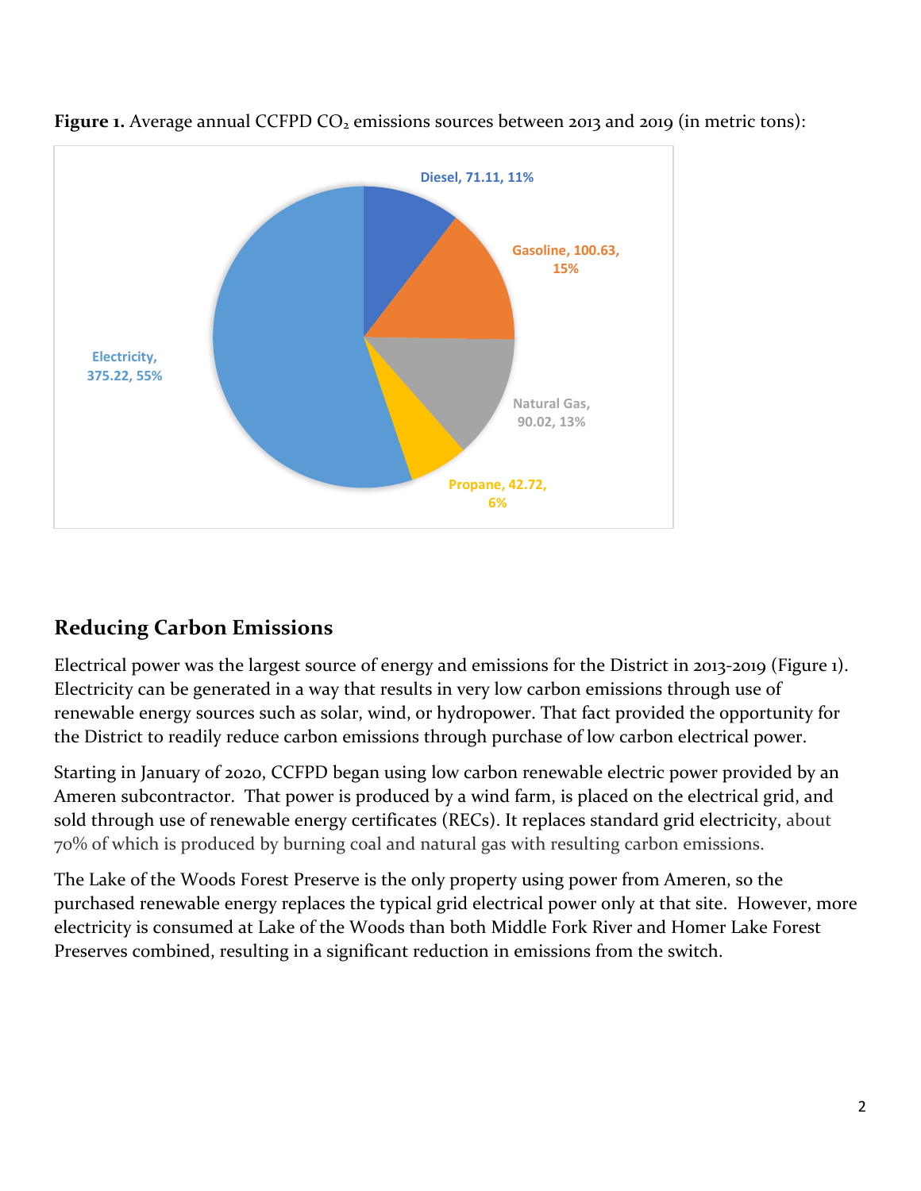**Figure 1.** Average annual CCFPD $CO_2$ emissions sources between 2013 and 2019 (in metric tons):

Diesel, 71.11, 11%

Gasoline, 100.63, 15%

Natural Gas, 90.02, 13%

Propane, 42.72, 6%

Electricity, 375.22, 55%

## Reducing Carbon Emissions

Electrical power was the largest source of energy and emissions for the District in 2013-2019 (Figure 1). Electricity can be generated in a way that results in very low carbon emissions through use of renewable energy sources such as solar, wind, or hydropower. That fact provided the opportunity for the District to readily reduce carbon emissions through purchase of low carbon electrical power.

Starting in January of 2020, CCFPD began using low carbon renewable electric power provided by an Ameren subcontractor. That power is produced by a wind farm, is placed on the electrical grid, and sold through use of renewable energy certificates (RECs). It replaces standard grid electricity, about 70% of which is produced by burning coal and natural gas with resulting carbon emissions.

The Lake of the Woods Forest Preserve is the only property using power from Ameren, so the purchased renewable energy replaces the typical grid electrical power only at that site. However, more electricity is consumed at Lake of the Woods than both Middle Fork River and Homer Lake Forest Preserves combined, resulting in a significant reduction in emissions from the switch.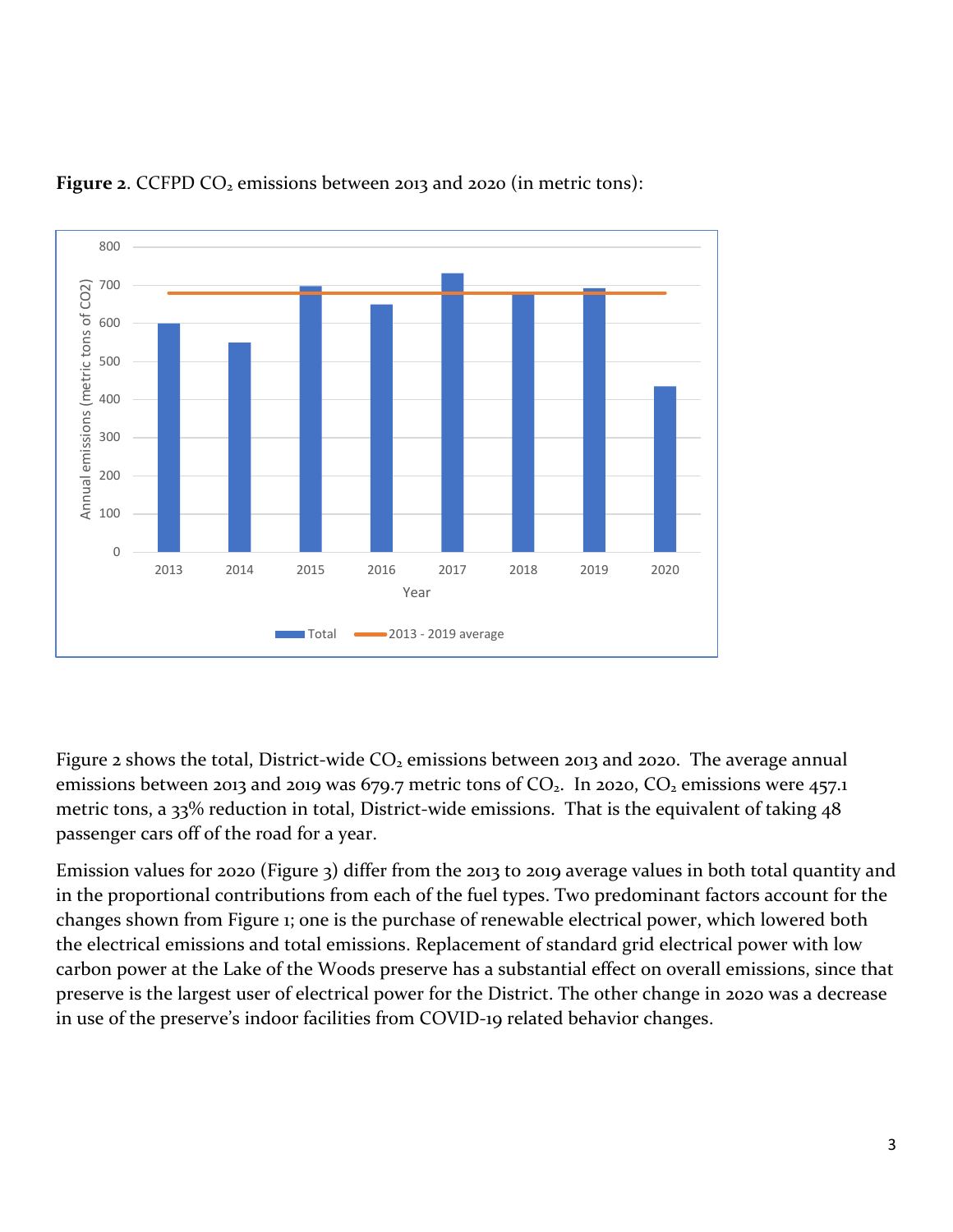**Figure 2**. CCFPD $CO_2$ emissions between 2013 and 2020 (in metric tons):

Figure 2 shows the total, District-wide $CO_2$ emissions between 2013 and 2020. The average annual emissions between 2013 and 2019 was 679.7 metric tons of $CO_2$. In 2020, $CO_2$ emissions were 457.1 metric tons, a 33% reduction in total, District-wide emissions. That is the equivalent of taking 48 passenger cars off of the road for a year.

Emission values for 2020 (Figure 3) differ from the 2013 to 2019 average values in both total quantity and in the proportional contributions from each of the fuel types. Two predominant factors account for the changes shown from Figure 1; one is the purchase of renewable electrical power, which lowered both the electrical emissions and total emissions. Replacement of standard grid electrical power with low carbon power at the Lake of the Woods preserve has a substantial effect on overall emissions, since that preserve is the largest user of electrical power for the District. The other change in 2020 was a decrease in use of the preserve's indoor facilities from COVID-19 related behavior changes.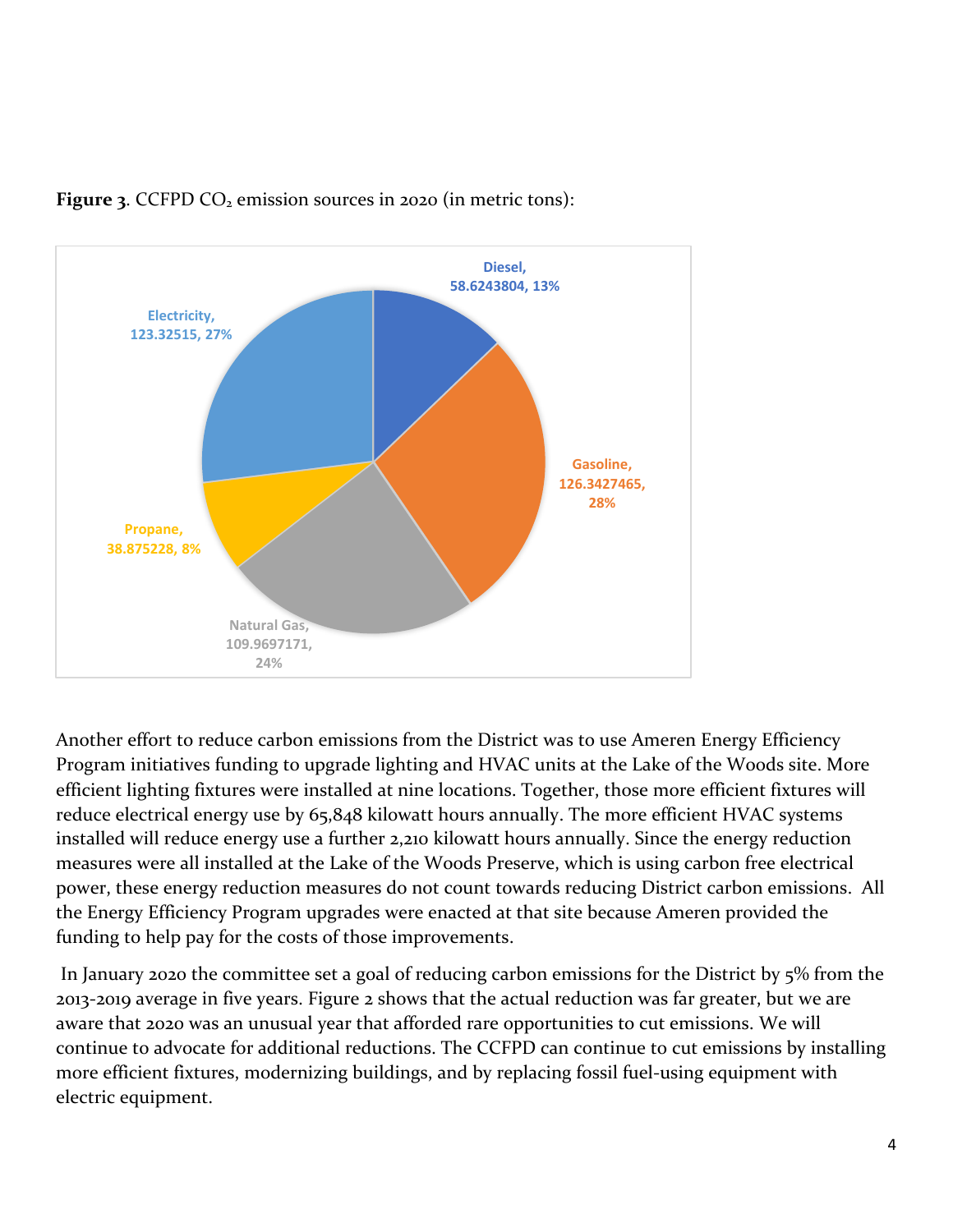**Figure 3**. CCFPD $CO_2$ emission sources in 2020 (in metric tons):

Diesel, 58.6243804, 13%

Gasoline, 126.3427465, 28%

Natural Gas, 109.9697171, 24%

Propane, 38.875228, 8%

Electricity, 123.32515, 27%

Another effort to reduce carbon emissions from the District was to use Ameren Energy Efficiency Program initiatives funding to upgrade lighting and HVAC units at the Lake of the Woods site. More efficient lighting fixtures were installed at nine locations. Together, those more efficient fixtures will reduce electrical energy use by 65,848 kilowatt hours annually. The more efficient HVAC systems installed will reduce energy use a further 2,210 kilowatt hours annually. Since the energy reduction measures were all installed at the Lake of the Woods Preserve, which is using carbon free electrical power, these energy reduction measures do not count towards reducing District carbon emissions. All the Energy Efficiency Program upgrades were enacted at that site because Ameren provided the funding to help pay for the costs of those improvements.

In January 2020 the committee set a goal of reducing carbon emissions for the District by 5% from the 2013-2019 average in five years. Figure 2 shows that the actual reduction was far greater, but we are aware that 2020 was an unusual year that afforded rare opportunities to cut emissions. We will continue to advocate for additional reductions. The CCFPD can continue to cut emissions by installing more efficient fixtures, modernizing buildings, and by replacing fossil fuel-using equipment with electric equipment.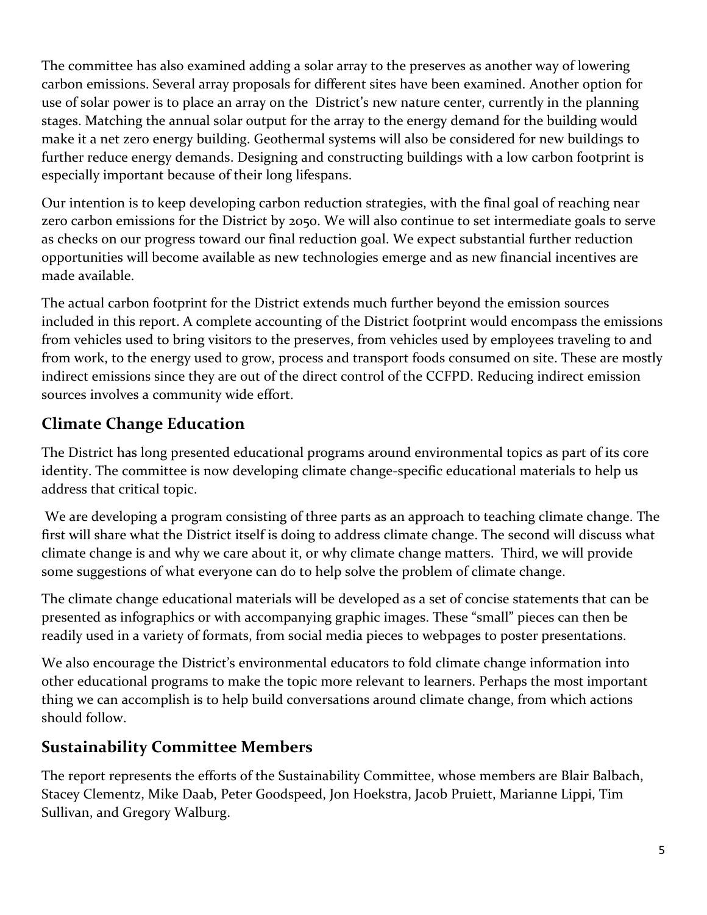The committee has also examined adding a solar array to the preserves as another way of lowering carbon emissions. Several array proposals for different sites have been examined. Another option for use of solar power is to place an array on the District's new nature center, currently in the planning stages. Matching the annual solar output for the array to the energy demand for the building would make it a net zero energy building. Geothermal systems will also be considered for new buildings to further reduce energy demands. Designing and constructing buildings with a low carbon footprint is especially important because of their long lifespans.

Our intention is to keep developing carbon reduction strategies, with the final goal of reaching near zero carbon emissions for the District by 2050. We will also continue to set intermediate goals to serve as checks on our progress toward our final reduction goal. We expect substantial further reduction opportunities will become available as new technologies emerge and as new financial incentives are made available.

The actual carbon footprint for the District extends much further beyond the emission sources included in this report. A complete accounting of the District footprint would encompass the emissions from vehicles used to bring visitors to the preserves, from vehicles used by employees traveling to and from work, to the energy used to grow, process and transport foods consumed on site. These are mostly indirect emissions since they are out of the direct control of the CCFPD. Reducing indirect emission sources involves a community wide effort.

## Climate Change Education

The District has long presented educational programs around environmental topics as part of its core identity. The committee is now developing climate change-specific educational materials to help us address that critical topic.

We are developing a program consisting of three parts as an approach to teaching climate change. The first will share what the District itself is doing to address climate change. The second will discuss what climate change is and why we care about it, or why climate change matters. Third, we will provide some suggestions of what everyone can do to help solve the problem of climate change.

The climate change educational materials will be developed as a set of concise statements that can be presented as infographics or with accompanying graphic images. These "small" pieces can then be readily used in a variety of formats, from social media pieces to webpages to poster presentations.

We also encourage the District's environmental educators to fold climate change information into other educational programs to make the topic more relevant to learners. Perhaps the most important thing we can accomplish is to help build conversations around climate change, from which actions should follow.

## Sustainability Committee Members

The report represents the efforts of the Sustainability Committee, whose members are Blair Balbach, Stacey Clementz, Mike Daab, Peter Goodspeed, Jon Hoekstra, Jacob Pruiett, Marianne Lippi, Tim Sullivan, and Gregory Walburg.